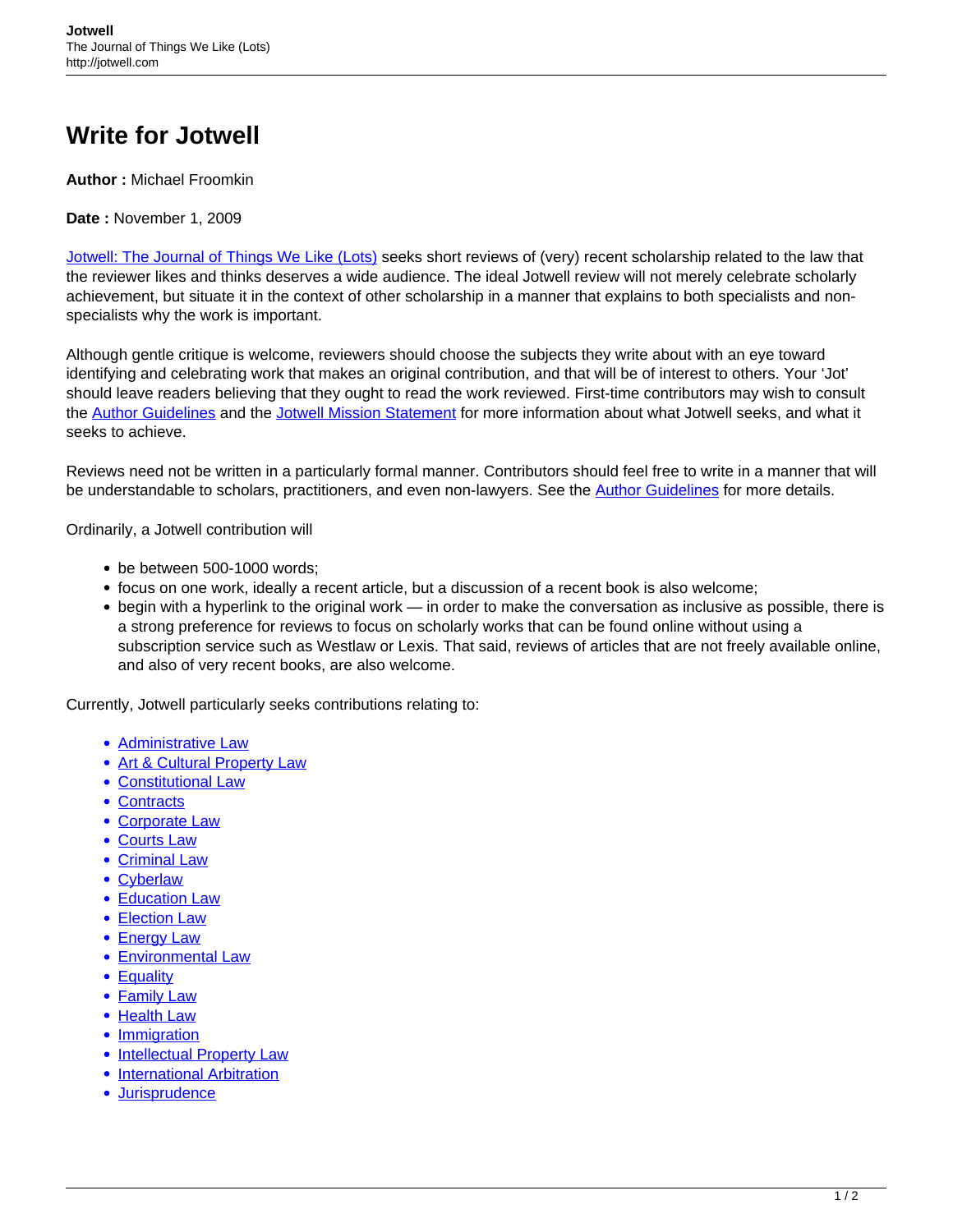# Write for Jotwell

**Author :** Michael Froomkin

**Date :** November 1, 2009

[Jotwell: The Journal of Things We Like (Lots)](http://jotwell.com) seeks short reviews of (very) recent scholarship related to the law that the reviewer likes and thinks deserves a wide audience. The ideal Jotwell review will not merely celebrate scholarly achievement, but situate it in the context of other scholarship in a manner that explains to both specialists and non-specialists why the work is important.

Although gentle critique is welcome, reviewers should choose the subjects they write about with an eye toward identifying and celebrating work that makes an original contribution, and that will be of interest to others. Your 'Jot' should leave readers believing that they ought to read the work reviewed. First-time contributors may wish to consult the Author Guidelines and the Jotwell Mission Statement for more information about what Jotwell seeks, and what it seeks to achieve.

Reviews need not be written in a particularly formal manner. Contributors should feel free to write in a manner that will be understandable to scholars, practitioners, and even non-lawyers. See the Author Guidelines for more details.

Ordinarily, a Jotwell contribution will

- be between 500-1000 words;
- focus on one work, ideally a recent article, but a discussion of a recent book is also welcome;
- begin with a hyperlink to the original work — in order to make the conversation as inclusive as possible, there is a strong preference for reviews to focus on scholarly works that can be found online without using a subscription service such as Westlaw or Lexis. That said, reviews of articles that are not freely available online, and also of very recent books, are also welcome.

Currently, Jotwell particularly seeks contributions relating to:

- Administrative Law
- Art & Cultural Property Law
- Constitutional Law
- Contracts
- Corporate Law
- Courts Law
- Criminal Law
- Cyberlaw
- Education Law
- Election Law
- Energy Law
- Environmental Law
- Equality
- Family Law
- Health Law
- Immigration
- Intellectual Property Law
- International Arbitration
- Jurisprudence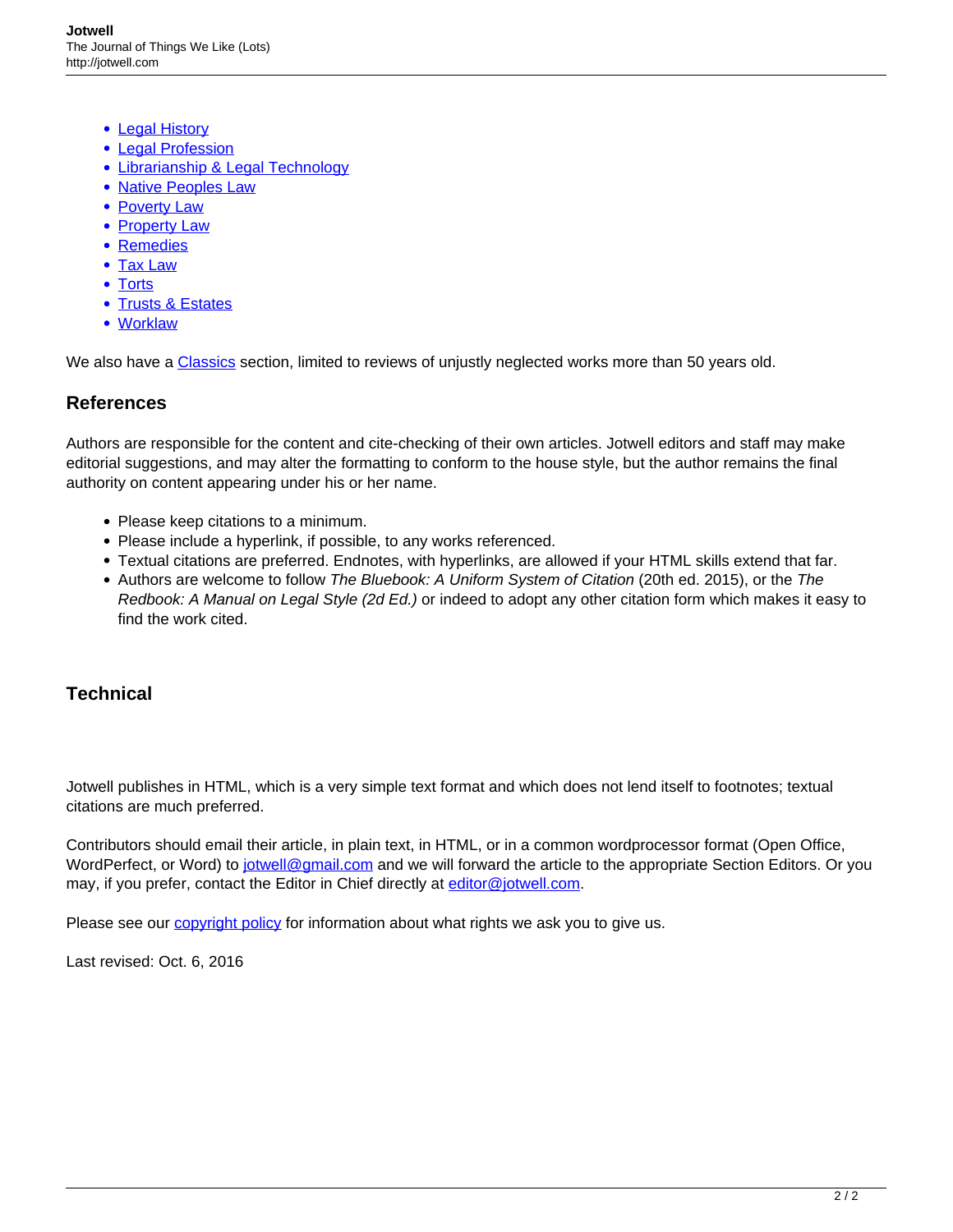- Legal History
- Legal Profession
- Librarianship & Legal Technology
- Native Peoples Law
- Poverty Law
- Property Law
- Remedies
- Tax Law
- Torts
- Trusts & Estates
- Worklaw

We also have a Classics section, limited to reviews of unjustly neglected works more than 50 years old.

## References

Authors are responsible for the content and cite-checking of their own articles. Jotwell editors and staff may make editorial suggestions, and may alter the formatting to conform to the house style, but the author remains the final authority on content appearing under his or her name.

- Please keep citations to a minimum.
- Please include a hyperlink, if possible, to any works referenced.
- Textual citations are preferred. Endnotes, with hyperlinks, are allowed if your HTML skills extend that far.
- Authors are welcome to follow *The Bluebook: A Uniform System of Citation* (20th ed. 2015), or the *The Redbook: A Manual on Legal Style (2d Ed.)* or indeed to adopt any other citation form which makes it easy to find the work cited.

## Technical

Jotwell publishes in HTML, which is a very simple text format and which does not lend itself to footnotes; textual citations are much preferred.

Contributors should email their article, in plain text, in HTML, or in a common wordprocessor format (Open Office, WordPerfect, or Word) to jotwell@gmail.com and we will forward the article to the appropriate Section Editors. Or you may, if you prefer, contact the Editor in Chief directly at editor@jotwell.com.

Please see our copyright policy for information about what rights we ask you to give us.

Last revised: Oct. 6, 2016